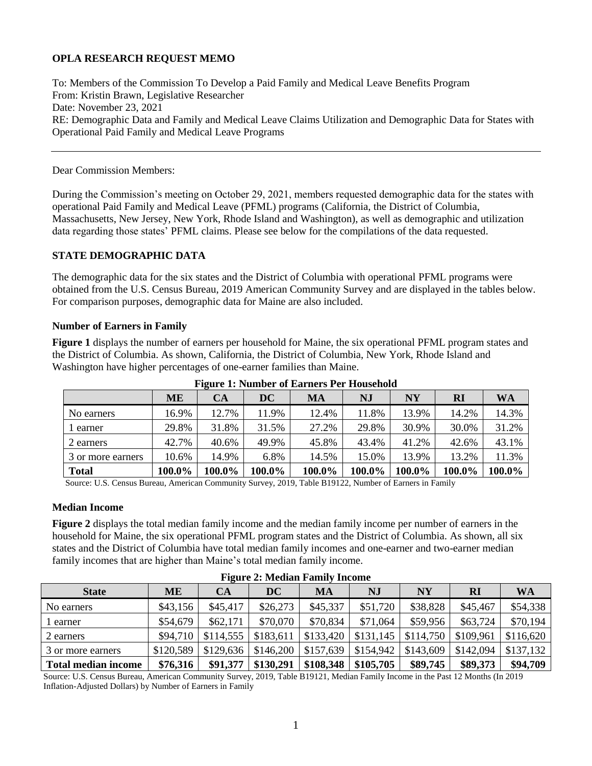**OPLA RESEARCH REQUEST MEMO**

To: Members of the Commission To Develop a Paid Family and Medical Leave Benefits Program
From: Kristin Brawn, Legislative Researcher
Date: November 23, 2021
RE: Demographic Data and Family and Medical Leave Claims Utilization and Demographic Data for States with Operational Paid Family and Medical Leave Programs

---

Dear Commission Members:

During the Commission's meeting on October 29, 2021, members requested demographic data for the states with operational Paid Family and Medical Leave (PFML) programs (California, the District of Columbia, Massachusetts, New Jersey, New York, Rhode Island and Washington), as well as demographic and utilization data regarding those states' PFML claims. Please see below for the compilations of the data requested.

## STATE DEMOGRAPHIC DATA

The demographic data for the six states and the District of Columbia with operational PFML programs were obtained from the U.S. Census Bureau, 2019 American Community Survey and are displayed in the tables below. For comparison purposes, demographic data for Maine are also included.

### Number of Earners in Family

**Figure 1** displays the number of earners per household for Maine, the six operational PFML program states and the District of Columbia. As shown, California, the District of Columbia, New York, Rhode Island and Washington have higher percentages of one-earner families than Maine.

**Figure 1: Number of Earners Per Household**

| | ME | CA | DC | MA | NJ | NY | RI | WA |
|---|---|---|---|---|---|---|---|---|
| No earners | 16.9% | 12.7% | 11.9% | 12.4% | 11.8% | 13.9% | 14.2% | 14.3% |
| 1 earner | 29.8% | 31.8% | 31.5% | 27.2% | 29.8% | 30.9% | 30.0% | 31.2% |
| 2 earners | 42.7% | 40.6% | 49.9% | 45.8% | 43.4% | 41.2% | 42.6% | 43.1% |
| 3 or more earners | 10.6% | 14.9% | 6.8% | 14.5% | 15.0% | 13.9% | 13.2% | 11.3% |
| **Total** | **100.0%** | **100.0%** | **100.0%** | **100.0%** | **100.0%** | **100.0%** | **100.0%** | **100.0%** |

Source: U.S. Census Bureau, American Community Survey, 2019, Table B19122, Number of Earners in Family

### Median Income

**Figure 2** displays the total median family income and the median family income per number of earners in the household for Maine, the six operational PFML program states and the District of Columbia. As shown, all six states and the District of Columbia have total median family incomes and one-earner and two-earner median family incomes that are higher than Maine's total median family income.

**Figure 2: Median Family Income**

| State | ME | CA | DC | MA | NJ | NY | RI | WA |
|---|---|---|---|---|---|---|---|---|
| No earners | $43,156 | $45,417 | $26,273 | $45,337 | $51,720 | $38,828 | $45,467 | $54,338 |
| 1 earner | $54,679 | $62,171 | $70,070 | $70,834 | $71,064 | $59,956 | $63,724 | $70,194 |
| 2 earners | $94,710 | $114,555 | $183,611 | $133,420 | $131,145 | $114,750 | $109,961 | $116,620 |
| 3 or more earners | $120,589 | $129,636 | $146,200 | $157,639 | $154,942 | $143,609 | $142,094 | $137,132 |
| **Total median income** | **$76,316** | **$91,377** | **$130,291** | **$108,348** | **$105,705** | **$89,745** | **$89,373** | **$94,709** |

Source: U.S. Census Bureau, American Community Survey, 2019, Table B19121, Median Family Income in the Past 12 Months (In 2019 Inflation-Adjusted Dollars) by Number of Earners in Family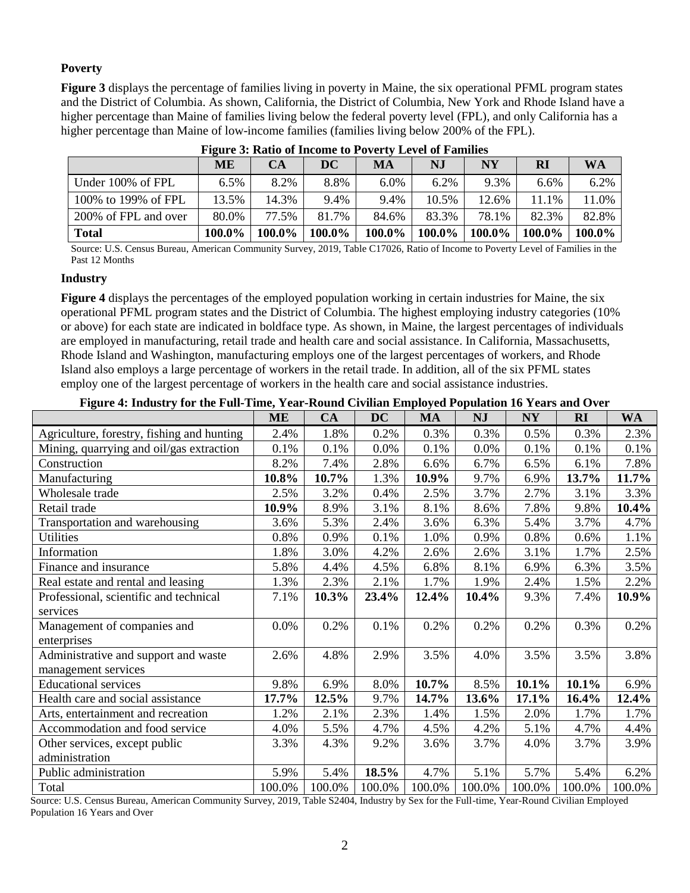### Poverty

**Figure 3** displays the percentage of families living in poverty in Maine, the six operational PFML program states and the District of Columbia. As shown, California, the District of Columbia, New York and Rhode Island have a higher percentage than Maine of families living below the federal poverty level (FPL), and only California has a higher percentage than Maine of low-income families (families living below 200% of the FPL).

**Figure 3: Ratio of Income to Poverty Level of Families**

| | ME | CA | DC | MA | NJ | NY | RI | WA |
|---|---|---|---|---|---|---|---|---|
| Under 100% of FPL | 6.5% | 8.2% | 8.8% | 6.0% | 6.2% | 9.3% | 6.6% | 6.2% |
| 100% to 199% of FPL | 13.5% | 14.3% | 9.4% | 9.4% | 10.5% | 12.6% | 11.1% | 11.0% |
| 200% of FPL and over | 80.0% | 77.5% | 81.7% | 84.6% | 83.3% | 78.1% | 82.3% | 82.8% |
| **Total** | **100.0%** | **100.0%** | **100.0%** | **100.0%** | **100.0%** | **100.0%** | **100.0%** | **100.0%** |

Source: U.S. Census Bureau, American Community Survey, 2019, Table C17026, Ratio of Income to Poverty Level of Families in the Past 12 Months

### Industry

**Figure 4** displays the percentages of the employed population working in certain industries for Maine, the six operational PFML program states and the District of Columbia. The highest employing industry categories (10% or above) for each state are indicated in boldface type. As shown, in Maine, the largest percentages of individuals are employed in manufacturing, retail trade and health care and social assistance. In California, Massachusetts, Rhode Island and Washington, manufacturing employs one of the largest percentages of workers, and Rhode Island also employs a large percentage of workers in the retail trade. In addition, all of the six PFML states employ one of the largest percentage of workers in the health care and social assistance industries.

**Figure 4: Industry for the Full-Time, Year-Round Civilian Employed Population 16 Years and Over**

| | ME | CA | DC | MA | NJ | NY | RI | WA |
|---|---|---|---|---|---|---|---|---|
| Agriculture, forestry, fishing and hunting | 2.4% | 1.8% | 0.2% | 0.3% | 0.3% | 0.5% | 0.3% | 2.3% |
| Mining, quarrying and oil/gas extraction | 0.1% | 0.1% | 0.0% | 0.1% | 0.0% | 0.1% | 0.1% | 0.1% |
| Construction | 8.2% | 7.4% | 2.8% | 6.6% | 6.7% | 6.5% | 6.1% | 7.8% |
| Manufacturing | **10.8%** | **10.7%** | 1.3% | **10.9%** | 9.7% | 6.9% | **13.7%** | **11.7%** |
| Wholesale trade | 2.5% | 3.2% | 0.4% | 2.5% | 3.7% | 2.7% | 3.1% | 3.3% |
| Retail trade | **10.9%** | 8.9% | 3.1% | 8.1% | 8.6% | 7.8% | 9.8% | **10.4%** |
| Transportation and warehousing | 3.6% | 5.3% | 2.4% | 3.6% | 6.3% | 5.4% | 3.7% | 4.7% |
| Utilities | 0.8% | 0.9% | 0.1% | 1.0% | 0.9% | 0.8% | 0.6% | 1.1% |
| Information | 1.8% | 3.0% | 4.2% | 2.6% | 2.6% | 3.1% | 1.7% | 2.5% |
| Finance and insurance | 5.8% | 4.4% | 4.5% | 6.8% | 8.1% | 6.9% | 6.3% | 3.5% |
| Real estate and rental and leasing | 1.3% | 2.3% | 2.1% | 1.7% | 1.9% | 2.4% | 1.5% | 2.2% |
| Professional, scientific and technical services | 7.1% | **10.3%** | **23.4%** | **12.4%** | **10.4%** | 9.3% | 7.4% | **10.9%** |
| Management of companies and enterprises | 0.0% | 0.2% | 0.1% | 0.2% | 0.2% | 0.2% | 0.3% | 0.2% |
| Administrative and support and waste management services | 2.6% | 4.8% | 2.9% | 3.5% | 4.0% | 3.5% | 3.5% | 3.8% |
| Educational services | 9.8% | 6.9% | 8.0% | **10.7%** | 8.5% | **10.1%** | **10.1%** | 6.9% |
| Health care and social assistance | **17.7%** | **12.5%** | 9.7% | **14.7%** | **13.6%** | **17.1%** | **16.4%** | **12.4%** |
| Arts, entertainment and recreation | 1.2% | 2.1% | 2.3% | 1.4% | 1.5% | 2.0% | 1.7% | 1.7% |
| Accommodation and food service | 4.0% | 5.5% | 4.7% | 4.5% | 4.2% | 5.1% | 4.7% | 4.4% |
| Other services, except public administration | 3.3% | 4.3% | 9.2% | 3.6% | 3.7% | 4.0% | 3.7% | 3.9% |
| Public administration | 5.9% | 5.4% | **18.5%** | 4.7% | 5.1% | 5.7% | 5.4% | 6.2% |
| Total | 100.0% | 100.0% | 100.0% | 100.0% | 100.0% | 100.0% | 100.0% | 100.0% |

Source: U.S. Census Bureau, American Community Survey, 2019, Table S2404, Industry by Sex for the Full-time, Year-Round Civilian Employed Population 16 Years and Over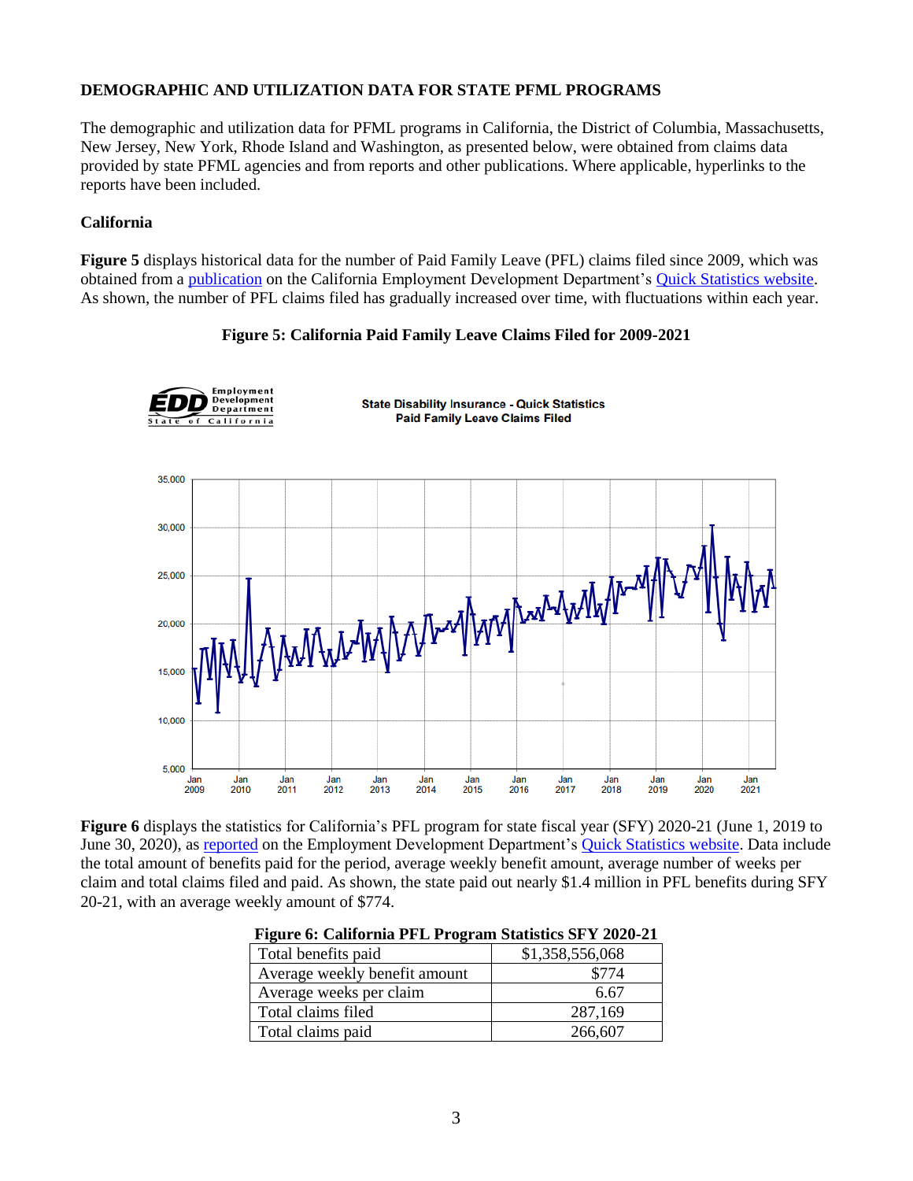**DEMOGRAPHIC AND UTILIZATION DATA FOR STATE PFML PROGRAMS**

The demographic and utilization data for PFML programs in California, the District of Columbia, Massachusetts, New Jersey, New York, Rhode Island and Washington, as presented below, were obtained from claims data provided by state PFML agencies and from reports and other publications. Where applicable, hyperlinks to the reports have been included.

**California**

**Figure 5** displays historical data for the number of Paid Family Leave (PFL) claims filed since 2009, which was obtained from a publication on the California Employment Development Department's Quick Statistics website. As shown, the number of PFL claims filed has gradually increased over time, with fluctuations within each year.

**Figure 5: California Paid Family Leave Claims Filed for 2009-2021**

**Figure 6** displays the statistics for California's PFL program for state fiscal year (SFY) 2020-21 (June 1, 2019 to June 30, 2020), as reported on the Employment Development Department's Quick Statistics website. Data include the total amount of benefits paid for the period, average weekly benefit amount, average number of weeks per claim and total claims filed and paid. As shown, the state paid out nearly $1.4 million in PFL benefits during SFY 20-21, with an average weekly amount of $774.

**Figure 6: California PFL Program Statistics SFY 2020-21**

| | |
|---|---|
| Total benefits paid | $1,358,556,068 |
| Average weekly benefit amount | $774 |
| Average weeks per claim | 6.67 |
| Total claims filed | 287,169 |
| Total claims paid | 266,607 |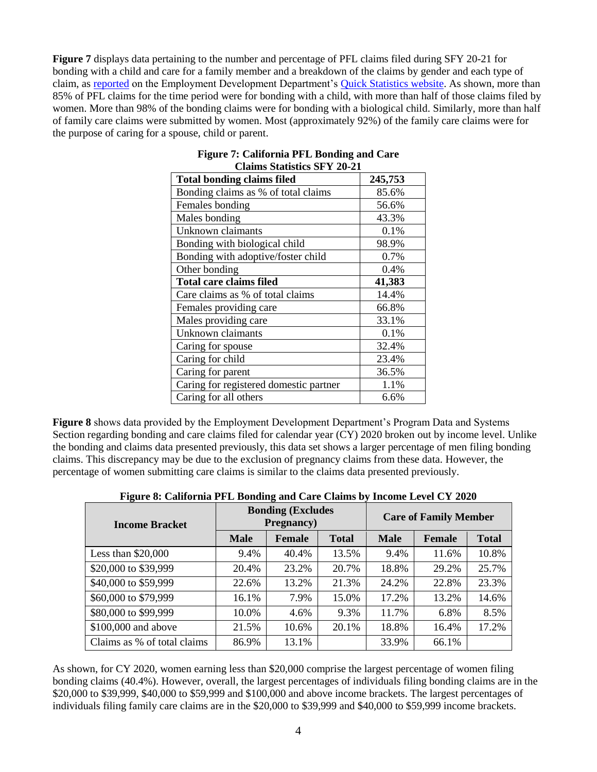**Figure 7** displays data pertaining to the number and percentage of PFL claims filed during SFY 20-21 for bonding with a child and care for a family member and a breakdown of the claims by gender and each type of claim, as reported on the Employment Development Department's Quick Statistics website. As shown, more than 85% of PFL claims for the time period were for bonding with a child, with more than half of those claims filed by women. More than 98% of the bonding claims were for bonding with a biological child. Similarly, more than half of family care claims were submitted by women. Most (approximately 92%) of the family care claims were for the purpose of caring for a spouse, child or parent.

**Figure 7: California PFL Bonding and Care Claims Statistics SFY 20-21**

| **Total bonding claims filed** | **245,753** |
|---|---|
| Bonding claims as % of total claims | 85.6% |
| Females bonding | 56.6% |
| Males bonding | 43.3% |
| Unknown claimants | 0.1% |
| Bonding with biological child | 98.9% |
| Bonding with adoptive/foster child | 0.7% |
| Other bonding | 0.4% |
| **Total care claims filed** | **41,383** |
| Care claims as % of total claims | 14.4% |
| Females providing care | 66.8% |
| Males providing care | 33.1% |
| Unknown claimants | 0.1% |
| Caring for spouse | 32.4% |
| Caring for child | 23.4% |
| Caring for parent | 36.5% |
| Caring for registered domestic partner | 1.1% |
| Caring for all others | 6.6% |

**Figure 8** shows data provided by the Employment Development Department's Program Data and Systems Section regarding bonding and care claims filed for calendar year (CY) 2020 broken out by income level. Unlike the bonding and claims data presented previously, this data set shows a larger percentage of men filing bonding claims. This discrepancy may be due to the exclusion of pregnancy claims from these data. However, the percentage of women submitting care claims is similar to the claims data presented previously.

**Figure 8: California PFL Bonding and Care Claims by Income Level CY 2020**

| **Income Bracket** | **Bonding (Excludes Pregnancy)** | | | **Care of Family Member** | | |
|---|---|---|---|---|---|---|
| | **Male** | **Female** | **Total** | **Male** | **Female** | **Total** |
| Less than $20,000 | 9.4% | 40.4% | 13.5% | 9.4% | 11.6% | 10.8% |
| $20,000 to $39,999 | 20.4% | 23.2% | 20.7% | 18.8% | 29.2% | 25.7% |
| $40,000 to $59,999 | 22.6% | 13.2% | 21.3% | 24.2% | 22.8% | 23.3% |
| $60,000 to $79,999 | 16.1% | 7.9% | 15.0% | 17.2% | 13.2% | 14.6% |
| $80,000 to $99,999 | 10.0% | 4.6% | 9.3% | 11.7% | 6.8% | 8.5% |
| $100,000 and above | 21.5% | 10.6% | 20.1% | 18.8% | 16.4% | 17.2% |
| Claims as % of total claims | 86.9% | 13.1% | | 33.9% | 66.1% | |

As shown, for CY 2020, women earning less than $20,000 comprise the largest percentage of women filing bonding claims (40.4%). However, overall, the largest percentages of individuals filing bonding claims are in the $20,000 to $39,999, $40,000 to $59,999 and $100,000 and above income brackets. The largest percentages of individuals filing family care claims are in the $20,000 to $39,999 and $40,000 to $59,999 income brackets.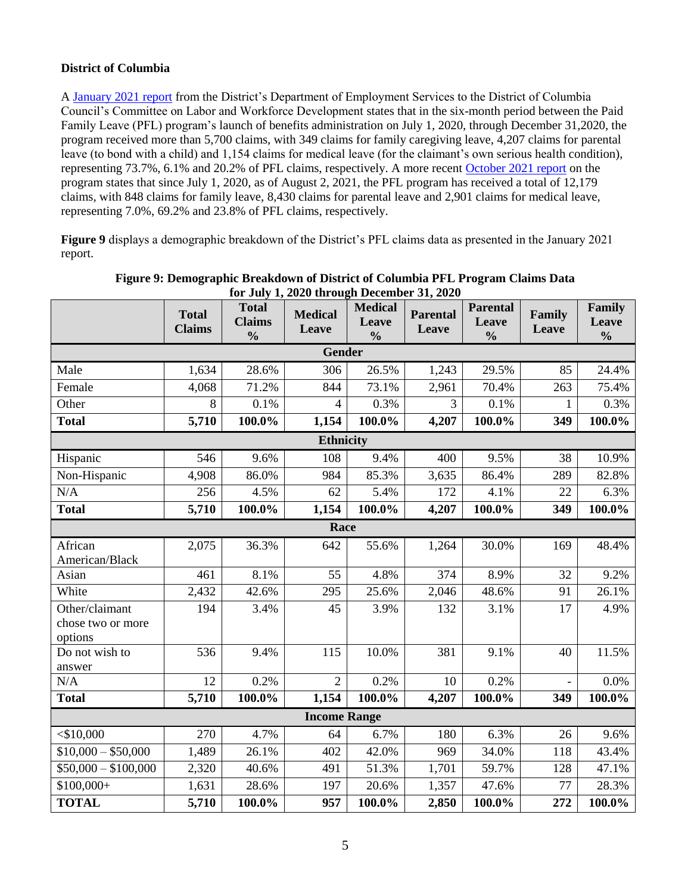**District of Columbia**

A January 2021 report from the District's Department of Employment Services to the District of Columbia Council's Committee on Labor and Workforce Development states that in the six-month period between the Paid Family Leave (PFL) program's launch of benefits administration on July 1, 2020, through December 31,2020, the program received more than 5,700 claims, with 349 claims for family caregiving leave, 4,207 claims for parental leave (to bond with a child) and 1,154 claims for medical leave (for the claimant's own serious health condition), representing 73.7%, 6.1% and 20.2% of PFL claims, respectively. A more recent October 2021 report on the program states that since July 1, 2020, as of August 2, 2021, the PFL program has received a total of 12,179 claims, with 848 claims for family leave, 8,430 claims for parental leave and 2,901 claims for medical leave, representing 7.0%, 69.2% and 23.8% of PFL claims, respectively.

**Figure 9** displays a demographic breakdown of the District's PFL claims data as presented in the January 2021 report.

**Figure 9: Demographic Breakdown of District of Columbia PFL Program Claims Data for July 1, 2020 through December 31, 2020**

| | Total Claims | Total Claims % | Medical Leave | Medical Leave % | Parental Leave | Parental Leave % | Family Leave | Family Leave % |
|---|---|---|---|---|---|---|---|---|
| **Gender** | | | | | | | | |
| Male | 1,634 | 28.6% | 306 | 26.5% | 1,243 | 29.5% | 85 | 24.4% |
| Female | 4,068 | 71.2% | 844 | 73.1% | 2,961 | 70.4% | 263 | 75.4% |
| Other | 8 | 0.1% | 4 | 0.3% | 3 | 0.1% | 1 | 0.3% |
| **Total** | **5,710** | **100.0%** | **1,154** | **100.0%** | **4,207** | **100.0%** | **349** | **100.0%** |
| **Ethnicity** | | | | | | | | |
| Hispanic | 546 | 9.6% | 108 | 9.4% | 400 | 9.5% | 38 | 10.9% |
| Non-Hispanic | 4,908 | 86.0% | 984 | 85.3% | 3,635 | 86.4% | 289 | 82.8% |
| N/A | 256 | 4.5% | 62 | 5.4% | 172 | 4.1% | 22 | 6.3% |
| **Total** | **5,710** | **100.0%** | **1,154** | **100.0%** | **4,207** | **100.0%** | **349** | **100.0%** |
| **Race** | | | | | | | | |
| African American/Black | 2,075 | 36.3% | 642 | 55.6% | 1,264 | 30.0% | 169 | 48.4% |
| Asian | 461 | 8.1% | 55 | 4.8% | 374 | 8.9% | 32 | 9.2% |
| White | 2,432 | 42.6% | 295 | 25.6% | 2,046 | 48.6% | 91 | 26.1% |
| Other/claimant chose two or more options | 194 | 3.4% | 45 | 3.9% | 132 | 3.1% | 17 | 4.9% |
| Do not wish to answer | 536 | 9.4% | 115 | 10.0% | 381 | 9.1% | 40 | 11.5% |
| N/A | 12 | 0.2% | 2 | 0.2% | 10 | 0.2% | - | 0.0% |
| **Total** | **5,710** | **100.0%** | **1,154** | **100.0%** | **4,207** | **100.0%** | **349** | **100.0%** |
| **Income Range** | | | | | | | | |
| <$10,000 | 270 | 4.7% | 64 | 6.7% | 180 | 6.3% | 26 | 9.6% |
| $10,000 – $50,000 | 1,489 | 26.1% | 402 | 42.0% | 969 | 34.0% | 118 | 43.4% |
| $50,000 – $100,000 | 2,320 | 40.6% | 491 | 51.3% | 1,701 | 59.7% | 128 | 47.1% |
| $100,000+ | 1,631 | 28.6% | 197 | 20.6% | 1,357 | 47.6% | 77 | 28.3% |
| **TOTAL** | **5,710** | **100.0%** | **957** | **100.0%** | **2,850** | **100.0%** | **272** | **100.0%** |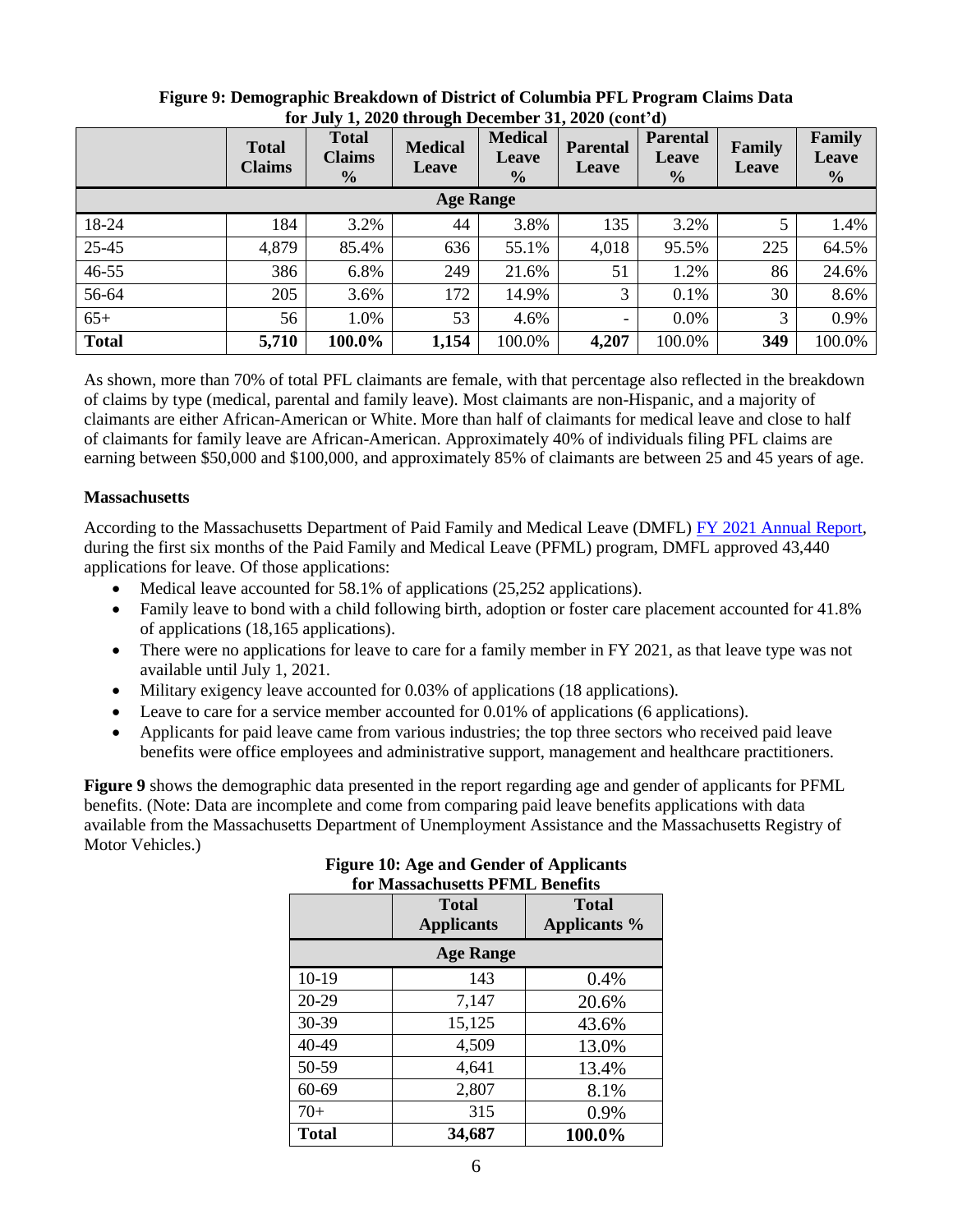**Figure 9: Demographic Breakdown of District of Columbia PFL Program Claims Data for July 1, 2020 through December 31, 2020 (cont'd)**

| | Total Claims | Total Claims % | Medical Leave | Medical Leave % | Parental Leave | Parental Leave % | Family Leave | Family Leave % |
|---|---|---|---|---|---|---|---|---|
| **Age Range** | | | | | | | | |
| 18-24 | 184 | 3.2% | 44 | 3.8% | 135 | 3.2% | 5 | 1.4% |
| 25-45 | 4,879 | 85.4% | 636 | 55.1% | 4,018 | 95.5% | 225 | 64.5% |
| 46-55 | 386 | 6.8% | 249 | 21.6% | 51 | 1.2% | 86 | 24.6% |
| 56-64 | 205 | 3.6% | 172 | 14.9% | 3 | 0.1% | 30 | 8.6% |
| 65+ | 56 | 1.0% | 53 | 4.6% | - | 0.0% | 3 | 0.9% |
| **Total** | **5,710** | **100.0%** | **1,154** | 100.0% | **4,207** | 100.0% | **349** | 100.0% |

As shown, more than 70% of total PFL claimants are female, with that percentage also reflected in the breakdown of claims by type (medical, parental and family leave). Most claimants are non-Hispanic, and a majority of claimants are either African-American or White. More than half of claimants for medical leave and close to half of claimants for family leave are African-American. Approximately 40% of individuals filing PFL claims are earning between $50,000 and $100,000, and approximately 85% of claimants are between 25 and 45 years of age.

**Massachusetts**

According to the Massachusetts Department of Paid Family and Medical Leave (DMFL) FY 2021 Annual Report, during the first six months of the Paid Family and Medical Leave (PFML) program, DMFL approved 43,440 applications for leave. Of those applications:

- Medical leave accounted for 58.1% of applications (25,252 applications).
- Family leave to bond with a child following birth, adoption or foster care placement accounted for 41.8% of applications (18,165 applications).
- There were no applications for leave to care for a family member in FY 2021, as that leave type was not available until July 1, 2021.
- Military exigency leave accounted for 0.03% of applications (18 applications).
- Leave to care for a service member accounted for 0.01% of applications (6 applications).
- Applicants for paid leave came from various industries; the top three sectors who received paid leave benefits were office employees and administrative support, management and healthcare practitioners.

**Figure 9** shows the demographic data presented in the report regarding age and gender of applicants for PFML benefits. (Note: Data are incomplete and come from comparing paid leave benefits applications with data available from the Massachusetts Department of Unemployment Assistance and the Massachusetts Registry of Motor Vehicles.)

**Figure 10: Age and Gender of Applicants for Massachusetts PFML Benefits**

| | Total Applicants | Total Applicants % |
|---|---|---|
| **Age Range** | | |
| 10-19 | 143 | 0.4% |
| 20-29 | 7,147 | 20.6% |
| 30-39 | 15,125 | 43.6% |
| 40-49 | 4,509 | 13.0% |
| 50-59 | 4,641 | 13.4% |
| 60-69 | 2,807 | 8.1% |
| 70+ | 315 | 0.9% |
| **Total** | **34,687** | **100.0%** |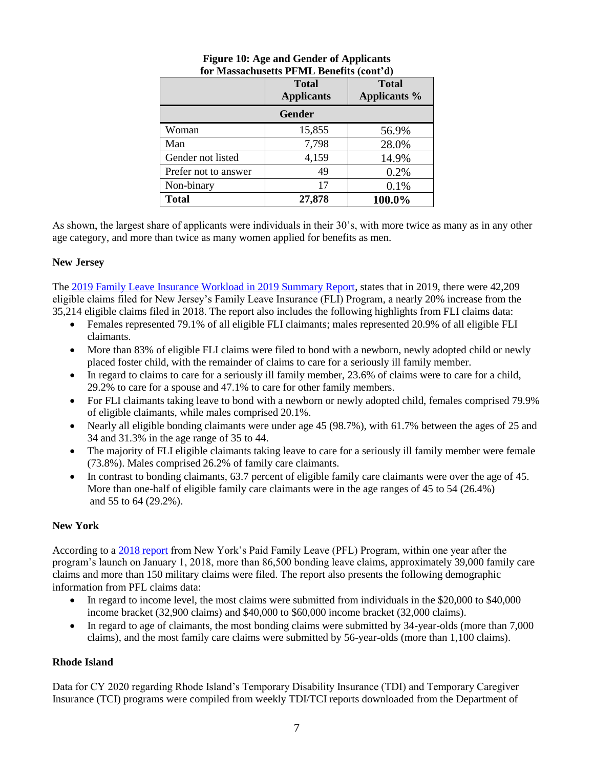**Figure 10: Age and Gender of Applicants for Massachusetts PFML Benefits (cont'd)**

| | Total Applicants | Total Applicants % |
|---|---|---|
| **Gender** | | |
| Woman | 15,855 | 56.9% |
| Man | 7,798 | 28.0% |
| Gender not listed | 4,159 | 14.9% |
| Prefer not to answer | 49 | 0.2% |
| Non-binary | 17 | 0.1% |
| **Total** | **27,878** | **100.0%** |

As shown, the largest share of applicants were individuals in their 30's, with more twice as many as in any other age category, and more than twice as many women applied for benefits as men.

**New Jersey**

The 2019 Family Leave Insurance Workload in 2019 Summary Report, states that in 2019, there were 42,209 eligible claims filed for New Jersey's Family Leave Insurance (FLI) Program, a nearly 20% increase from the 35,214 eligible claims filed in 2018. The report also includes the following highlights from FLI claims data:

- Females represented 79.1% of all eligible FLI claimants; males represented 20.9% of all eligible FLI claimants.
- More than 83% of eligible FLI claims were filed to bond with a newborn, newly adopted child or newly placed foster child, with the remainder of claims to care for a seriously ill family member.
- In regard to claims to care for a seriously ill family member, 23.6% of claims were to care for a child, 29.2% to care for a spouse and 47.1% to care for other family members.
- For FLI claimants taking leave to bond with a newborn or newly adopted child, females comprised 79.9% of eligible claimants, while males comprised 20.1%.
- Nearly all eligible bonding claimants were under age 45 (98.7%), with 61.7% between the ages of 25 and 34 and 31.3% in the age range of 35 to 44.
- The majority of FLI eligible claimants taking leave to care for a seriously ill family member were female (73.8%). Males comprised 26.2% of family care claimants.
- In contrast to bonding claimants, 63.7 percent of eligible family care claimants were over the age of 45. More than one-half of eligible family care claimants were in the age ranges of 45 to 54 (26.4%) and 55 to 64 (29.2%).

**New York**

According to a 2018 report from New York's Paid Family Leave (PFL) Program, within one year after the program's launch on January 1, 2018, more than 86,500 bonding leave claims, approximately 39,000 family care claims and more than 150 military claims were filed. The report also presents the following demographic information from PFL claims data:

- In regard to income level, the most claims were submitted from individuals in the $20,000 to $40,000 income bracket (32,900 claims) and $40,000 to $60,000 income bracket (32,000 claims).
- In regard to age of claimants, the most bonding claims were submitted by 34-year-olds (more than 7,000 claims), and the most family care claims were submitted by 56-year-olds (more than 1,100 claims).

**Rhode Island**

Data for CY 2020 regarding Rhode Island's Temporary Disability Insurance (TDI) and Temporary Caregiver Insurance (TCI) programs were compiled from weekly TDI/TCI reports downloaded from the Department of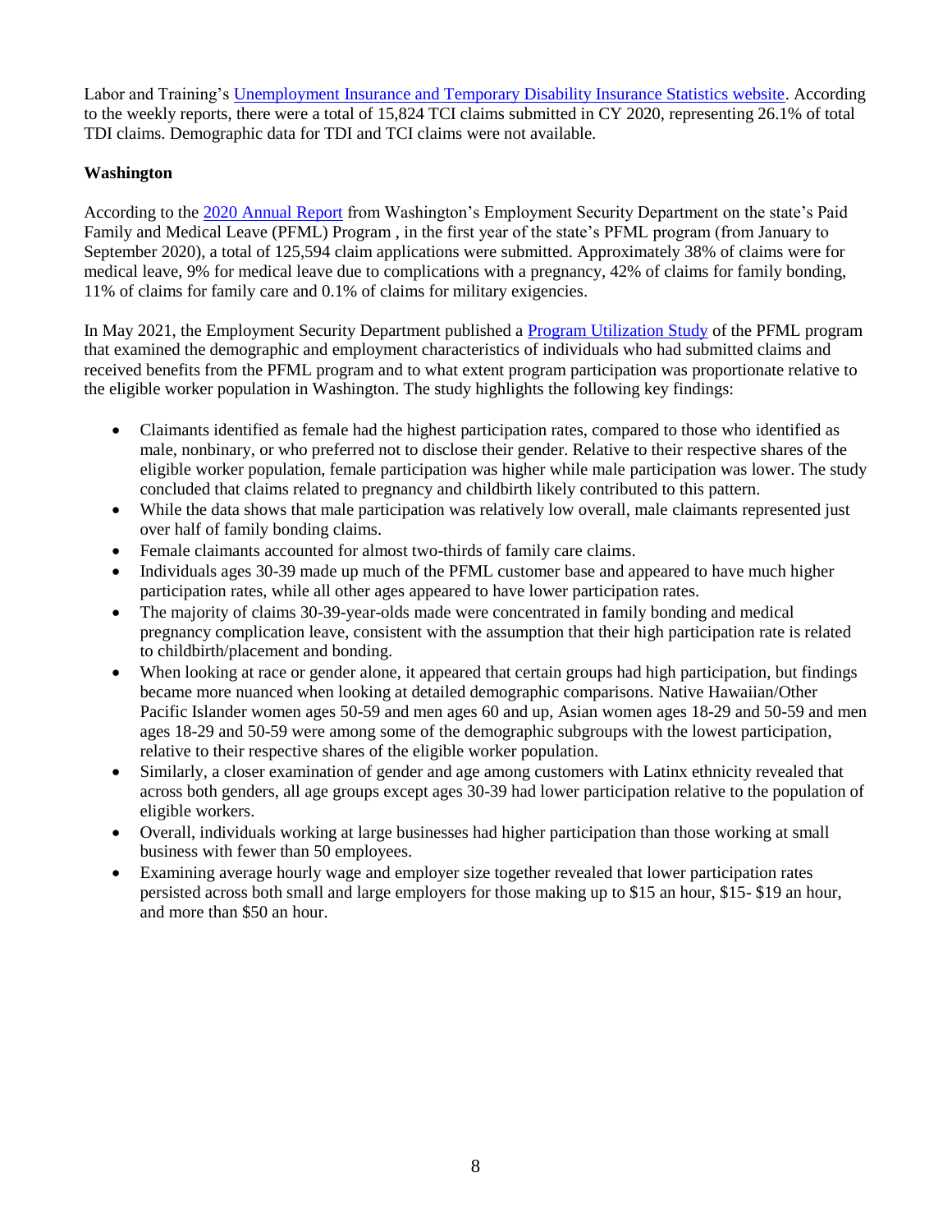Labor and Training's [Unemployment Insurance and Temporary Disability Insurance Statistics website](). According to the weekly reports, there were a total of 15,824 TCI claims submitted in CY 2020, representing 26.1% of total TDI claims. Demographic data for TDI and TCI claims were not available.

**Washington**

According to the [2020 Annual Report]() from Washington's Employment Security Department on the state's Paid Family and Medical Leave (PFML) Program , in the first year of the state's PFML program (from January to September 2020), a total of 125,594 claim applications were submitted. Approximately 38% of claims were for medical leave, 9% for medical leave due to complications with a pregnancy, 42% of claims for family bonding, 11% of claims for family care and 0.1% of claims for military exigencies.

In May 2021, the Employment Security Department published a [Program Utilization Study]() of the PFML program that examined the demographic and employment characteristics of individuals who had submitted claims and received benefits from the PFML program and to what extent program participation was proportionate relative to the eligible worker population in Washington. The study highlights the following key findings:

- Claimants identified as female had the highest participation rates, compared to those who identified as male, nonbinary, or who preferred not to disclose their gender. Relative to their respective shares of the eligible worker population, female participation was higher while male participation was lower. The study concluded that claims related to pregnancy and childbirth likely contributed to this pattern.
- While the data shows that male participation was relatively low overall, male claimants represented just over half of family bonding claims.
- Female claimants accounted for almost two-thirds of family care claims.
- Individuals ages 30-39 made up much of the PFML customer base and appeared to have much higher participation rates, while all other ages appeared to have lower participation rates.
- The majority of claims 30-39-year-olds made were concentrated in family bonding and medical pregnancy complication leave, consistent with the assumption that their high participation rate is related to childbirth/placement and bonding.
- When looking at race or gender alone, it appeared that certain groups had high participation, but findings became more nuanced when looking at detailed demographic comparisons. Native Hawaiian/Other Pacific Islander women ages 50-59 and men ages 60 and up, Asian women ages 18-29 and 50-59 and men ages 18-29 and 50-59 were among some of the demographic subgroups with the lowest participation, relative to their respective shares of the eligible worker population.
- Similarly, a closer examination of gender and age among customers with Latinx ethnicity revealed that across both genders, all age groups except ages 30-39 had lower participation relative to the population of eligible workers.
- Overall, individuals working at large businesses had higher participation than those working at small business with fewer than 50 employees.
- Examining average hourly wage and employer size together revealed that lower participation rates persisted across both small and large employers for those making up to $15 an hour, $15- $19 an hour, and more than $50 an hour.